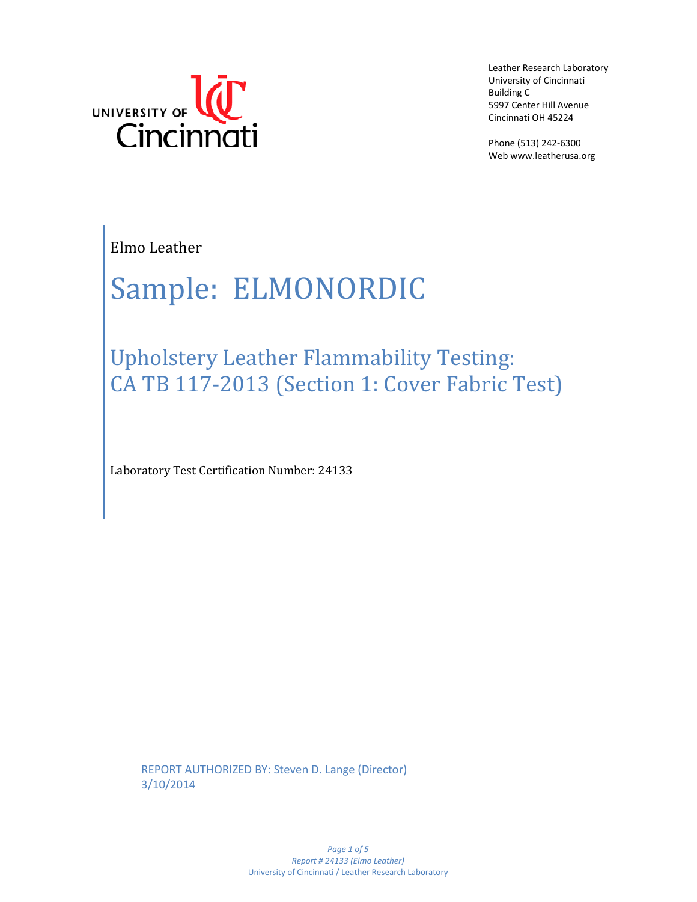UNIVERSITY OF Cincinnati

Leather Research Laboratory
University of Cincinnati
Building C
5997 Center Hill Avenue
Cincinnati OH 45224

Phone (513) 242-6300
Web www.leatherusa.org

Elmo Leather

# Sample: ELMONORDIC

## Upholstery Leather Flammability Testing: CA TB 117-2013 (Section 1: Cover Fabric Test)

Laboratory Test Certification Number: 24133

REPORT AUTHORIZED BY: Steven D. Lange (Director)
3/10/2014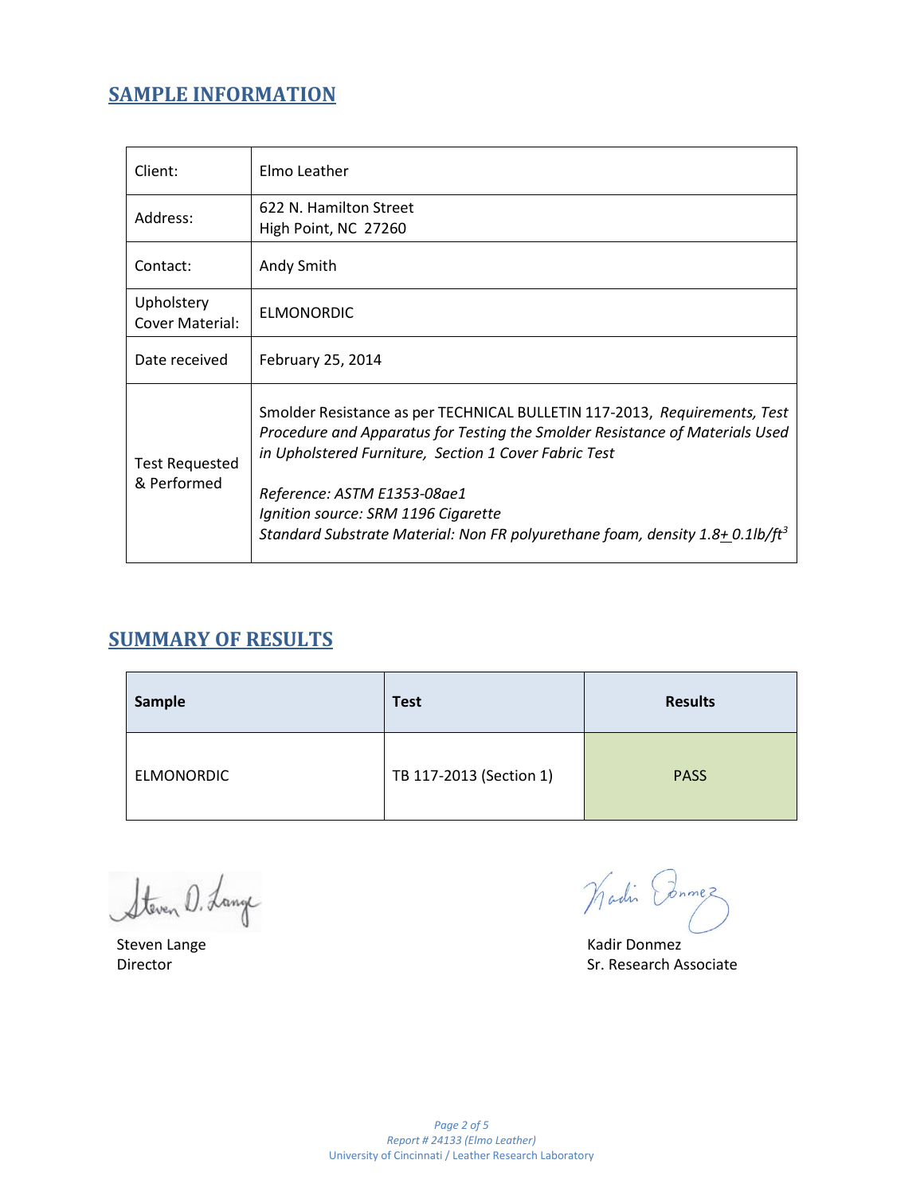## SAMPLE INFORMATION

| | |
|---|---|
| Client: | Elmo Leather |
| Address: | 622 N. Hamilton Street<br>High Point, NC 27260 |
| Contact: | Andy Smith |
| Upholstery Cover Material: | ELMONORDIC |
| Date received | February 25, 2014 |
| Test Requested & Performed | Smolder Resistance as per TECHNICAL BULLETIN 117-2013, *Requirements, Test Procedure and Apparatus for Testing the Smolder Resistance of Materials Used in Upholstered Furniture, Section 1 Cover Fabric Test*<br><br>*Reference: ASTM E1353-08ae1*<br>*Ignition source: SRM 1196 Cigarette*<br>*Standard Substrate Material: Non FR polyurethane foam, density 1.8± 0.1lb/ft³* |

## SUMMARY OF RESULTS

| Sample | Test | Results |
|---|---|---|
| ELMONORDIC | TB 117-2013 (Section 1) | PASS |

Steven Lange
Director

Kadir Donmez
Sr. Research Associate

*Report # 24133 (Elmo Leather)*
University of Cincinnati / Leather Research Laboratory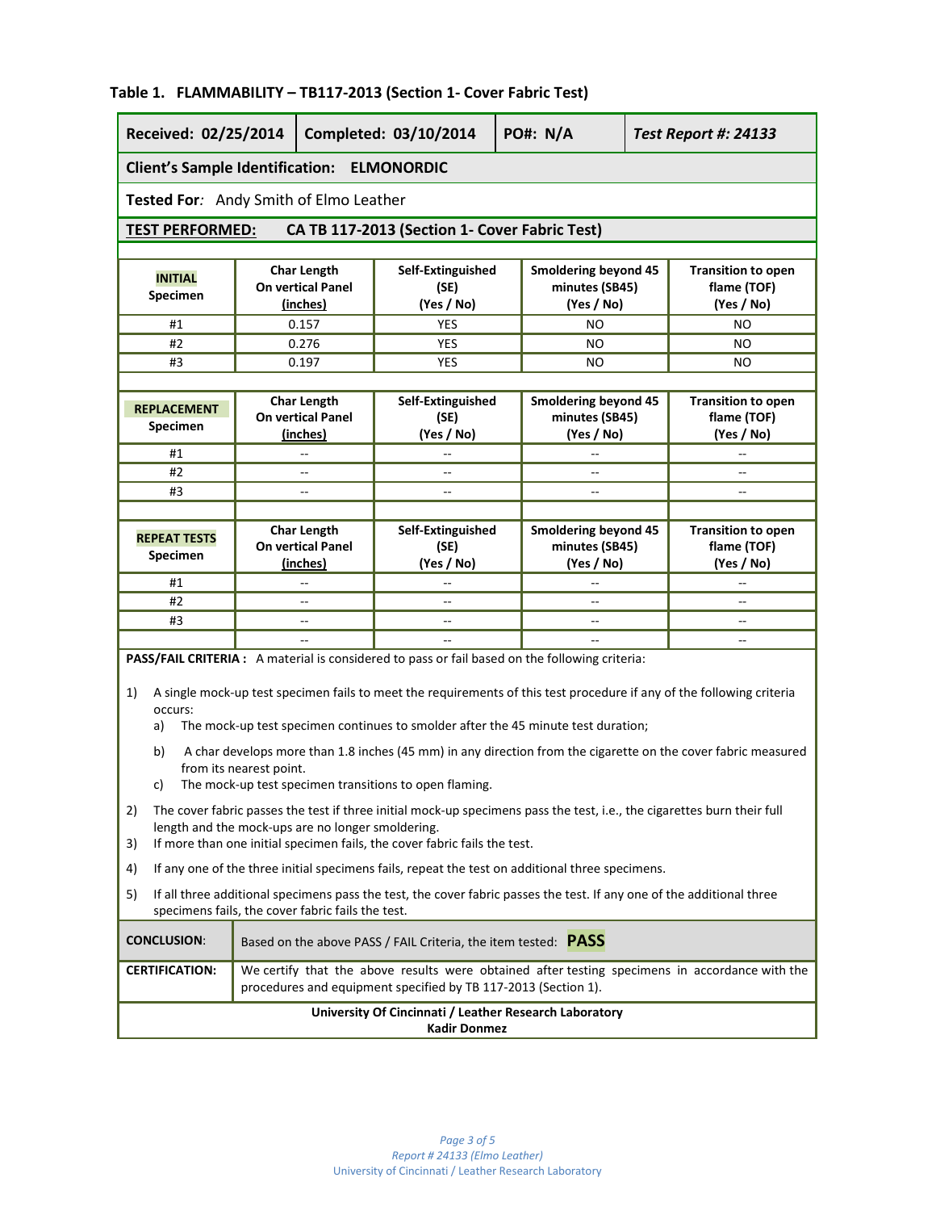## Table 1. FLAMMABILITY – TB117-2013 (Section 1- Cover Fabric Test)

| Received: 02/25/2014 | Completed: 03/10/2014 | PO#: N/A | *Test Report #: 24133* |
|---|---|---|---|

**Client's Sample Identification:** **ELMONORDIC**

**Tested For***:* Andy Smith of Elmo Leather

**TEST PERFORMED:** **CA TB 117-2013 (Section 1- Cover Fabric Test)**

| **INITIAL** Specimen | Char Length On vertical Panel (inches) | Self-Extinguished (SE) (Yes / No) | Smoldering beyond 45 minutes (SB45) (Yes / No) | Transition to open flame (TOF) (Yes / No) |
|---|---|---|---|---|
| #1 | 0.157 | YES | NO | NO |
| #2 | 0.276 | YES | NO | NO |
| #3 | 0.197 | YES | NO | NO |

| **REPLACEMENT** Specimen | Char Length On vertical Panel (inches) | Self-Extinguished (SE) (Yes / No) | Smoldering beyond 45 minutes (SB45) (Yes / No) | Transition to open flame (TOF) (Yes / No) |
|---|---|---|---|---|
| #1 | -- | -- | -- | -- |
| #2 | -- | -- | -- | -- |
| #3 | -- | -- | -- | -- |

| **REPEAT TESTS** Specimen | Char Length On vertical Panel (inches) | Self-Extinguished (SE) (Yes / No) | Smoldering beyond 45 minutes (SB45) (Yes / No) | Transition to open flame (TOF) (Yes / No) |
|---|---|---|---|---|
| #1 | -- | -- | -- | -- |
| #2 | -- | -- | -- | -- |
| #3 | -- | -- | -- | -- |
| | -- | -- | -- | -- |

**PASS/FAIL CRITERIA :** A material is considered to pass or fail based on the following criteria:

1) A single mock-up test specimen fails to meet the requirements of this test procedure if any of the following criteria occurs:
   a) The mock-up test specimen continues to smolder after the 45 minute test duration;
   b) A char develops more than 1.8 inches (45 mm) in any direction from the cigarette on the cover fabric measured from its nearest point.
   c) The mock-up test specimen transitions to open flaming.
2) The cover fabric passes the test if three initial mock-up specimens pass the test, i.e., the cigarettes burn their full length and the mock-ups are no longer smoldering.
3) If more than one initial specimen fails, the cover fabric fails the test.
4) If any one of the three initial specimens fails, repeat the test on additional three specimens.
5) If all three additional specimens pass the test, the cover fabric passes the test. If any one of the additional three specimens fails, the cover fabric fails the test.

| | |
|---|---|
| **CONCLUSION**: | Based on the above PASS / FAIL Criteria, the item tested: **PASS** |
| **CERTIFICATION:** | We certify that the above results were obtained after testing specimens in accordance with the procedures and equipment specified by TB 117-2013 (Section 1). |

**University Of Cincinnati / Leather Research Laboratory**
**Kadir Donmez**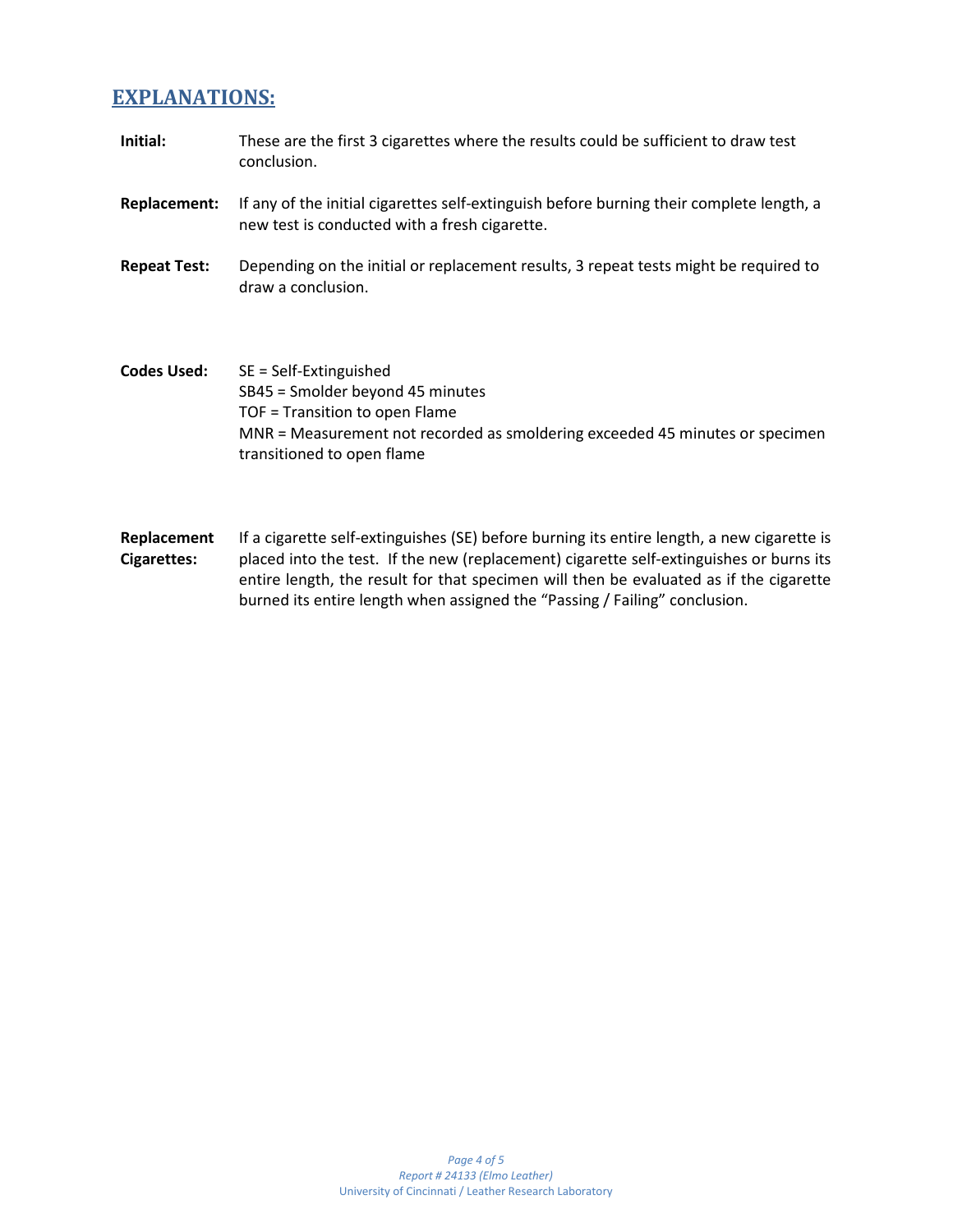## EXPLANATIONS:

**Initial:** These are the first 3 cigarettes where the results could be sufficient to draw test conclusion.

**Replacement:** If any of the initial cigarettes self-extinguish before burning their complete length, a new test is conducted with a fresh cigarette.

**Repeat Test:** Depending on the initial or replacement results, 3 repeat tests might be required to draw a conclusion.

**Codes Used:**
SE = Self-Extinguished
SB45 = Smolder beyond 45 minutes
TOF = Transition to open Flame
MNR = Measurement not recorded as smoldering exceeded 45 minutes or specimen transitioned to open flame

**Replacement Cigarettes:** If a cigarette self-extinguishes (SE) before burning its entire length, a new cigarette is placed into the test. If the new (replacement) cigarette self-extinguishes or burns its entire length, the result for that specimen will then be evaluated as if the cigarette burned its entire length when assigned the "Passing / Failing" conclusion.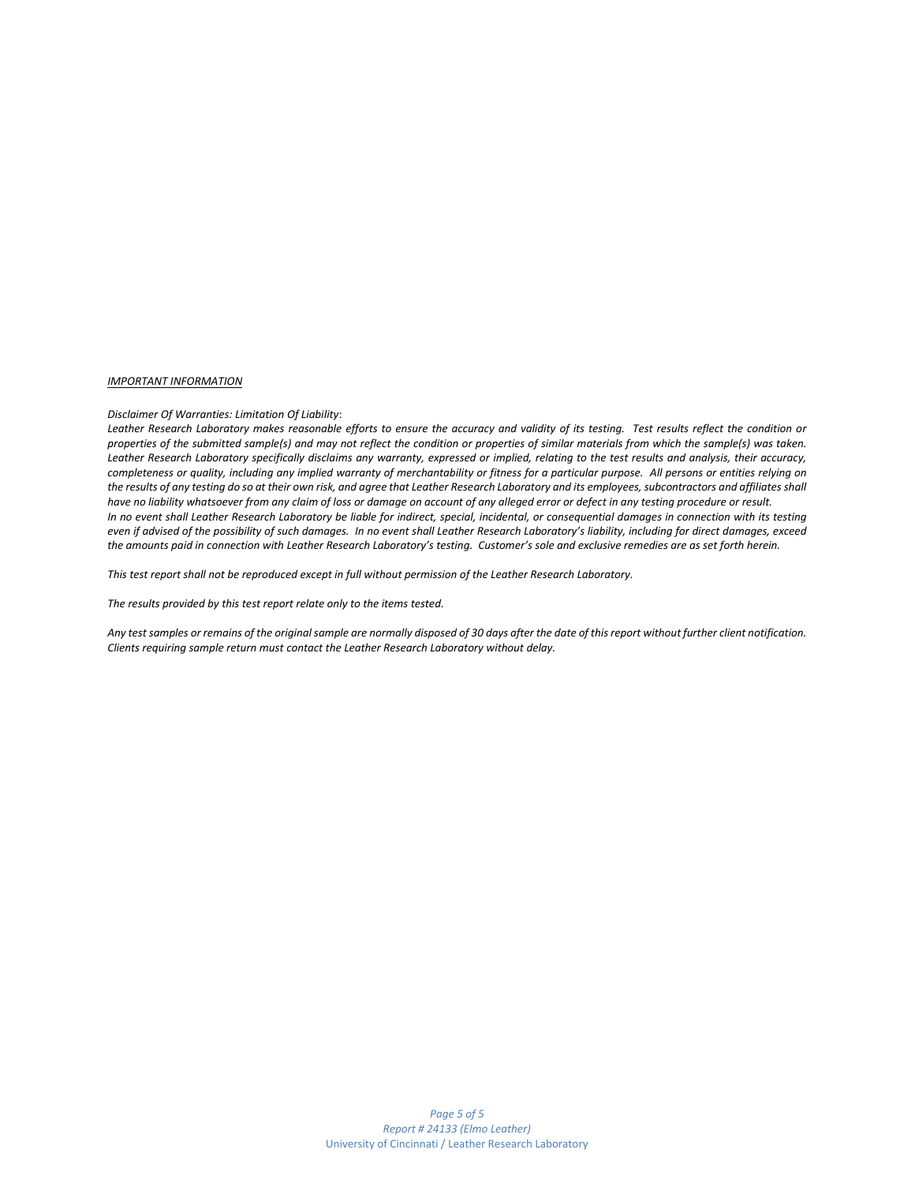*IMPORTANT INFORMATION*

*Disclaimer Of Warranties: Limitation Of Liability*:

*Leather Research Laboratory makes reasonable efforts to ensure the accuracy and validity of its testing. Test results reflect the condition or properties of the submitted sample(s) and may not reflect the condition or properties of similar materials from which the sample(s) was taken. Leather Research Laboratory specifically disclaims any warranty, expressed or implied, relating to the test results and analysis, their accuracy, completeness or quality, including any implied warranty of merchantability or fitness for a particular purpose. All persons or entities relying on the results of any testing do so at their own risk, and agree that Leather Research Laboratory and its employees, subcontractors and affiliates shall have no liability whatsoever from any claim of loss or damage on account of any alleged error or defect in any testing procedure or result. In no event shall Leather Research Laboratory be liable for indirect, special, incidental, or consequential damages in connection with its testing even if advised of the possibility of such damages. In no event shall Leather Research Laboratory's liability, including for direct damages, exceed the amounts paid in connection with Leather Research Laboratory's testing. Customer's sole and exclusive remedies are as set forth herein.*

*This test report shall not be reproduced except in full without permission of the Leather Research Laboratory.*

*The results provided by this test report relate only to the items tested.*

*Any test samples or remains of the original sample are normally disposed of 30 days after the date of this report without further client notification. Clients requiring sample return must contact the Leather Research Laboratory without delay.*